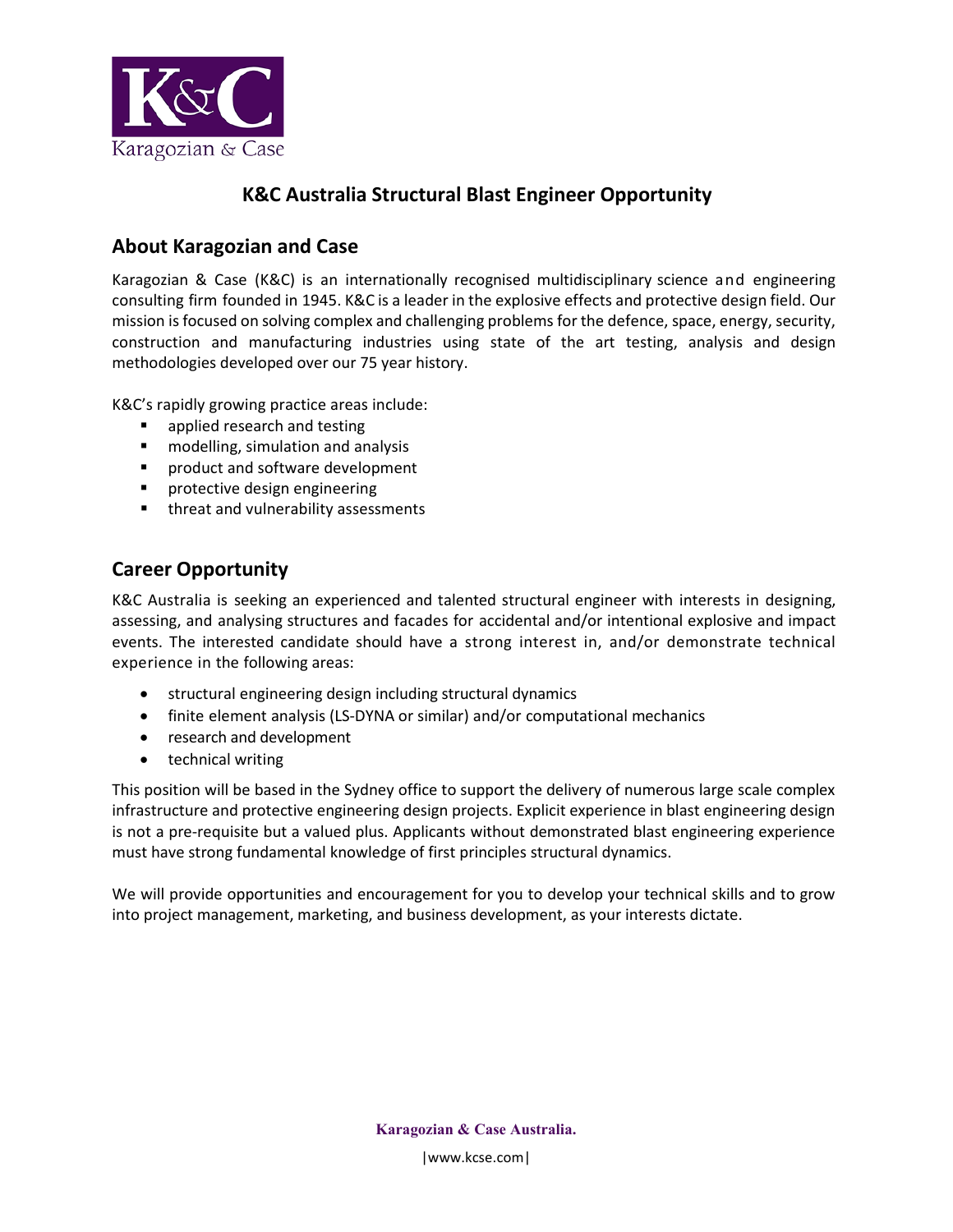# K&C Australia Structural Blast Engineer Opportunity

## About Karagozian and Case

Karagozian & Case (K&C) is an internationally recognised multidisciplinary science and engineering consulting firm founded in 1945. K&C is a leader in the explosive effects and protective design field. Our mission is focused on solving complex and challenging problems for the defence, space, energy, security, construction and manufacturing industries using state of the art testing, analysis and design methodologies developed over our 75 year history.

K&C's rapidly growing practice areas include:

- applied research and testing
- modelling, simulation and analysis
- product and software development
- protective design engineering
- threat and vulnerability assessments

## Career Opportunity

K&C Australia is seeking an experienced and talented structural engineer with interests in designing, assessing, and analysing structures and facades for accidental and/or intentional explosive and impact events. The interested candidate should have a strong interest in, and/or demonstrate technical experience in the following areas:

- structural engineering design including structural dynamics
- finite element analysis (LS-DYNA or similar) and/or computational mechanics
- research and development
- technical writing

This position will be based in the Sydney office to support the delivery of numerous large scale complex infrastructure and protective engineering design projects. Explicit experience in blast engineering design is not a pre-requisite but a valued plus. Applicants without demonstrated blast engineering experience must have strong fundamental knowledge of first principles structural dynamics.

We will provide opportunities and encouragement for you to develop your technical skills and to grow into project management, marketing, and business development, as your interests dictate.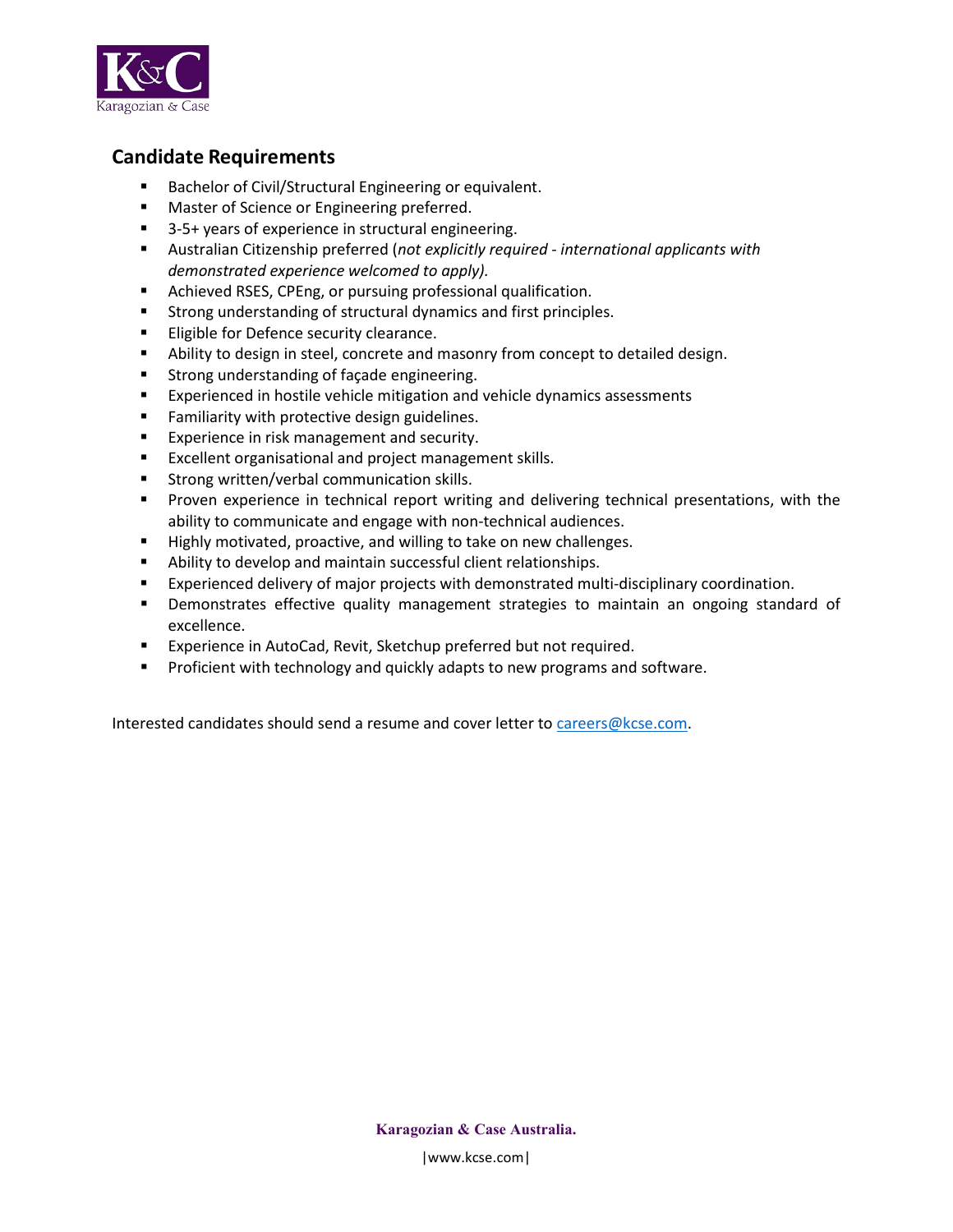## Candidate Requirements

- Bachelor of Civil/Structural Engineering or equivalent.
- Master of Science or Engineering preferred.
- 3-5+ years of experience in structural engineering.
- Australian Citizenship preferred (*not explicitly required - international applicants with demonstrated experience welcomed to apply).*
- Achieved RSES, CPEng, or pursuing professional qualification.
- Strong understanding of structural dynamics and first principles.
- Eligible for Defence security clearance.
- Ability to design in steel, concrete and masonry from concept to detailed design.
- Strong understanding of façade engineering.
- Experienced in hostile vehicle mitigation and vehicle dynamics assessments
- Familiarity with protective design guidelines.
- Experience in risk management and security.
- Excellent organisational and project management skills.
- Strong written/verbal communication skills.
- Proven experience in technical report writing and delivering technical presentations, with the ability to communicate and engage with non-technical audiences.
- Highly motivated, proactive, and willing to take on new challenges.
- Ability to develop and maintain successful client relationships.
- Experienced delivery of major projects with demonstrated multi-disciplinary coordination.
- Demonstrates effective quality management strategies to maintain an ongoing standard of excellence.
- Experience in AutoCad, Revit, Sketchup preferred but not required.
- Proficient with technology and quickly adapts to new programs and software.

Interested candidates should send a resume and cover letter to careers@kcse.com.